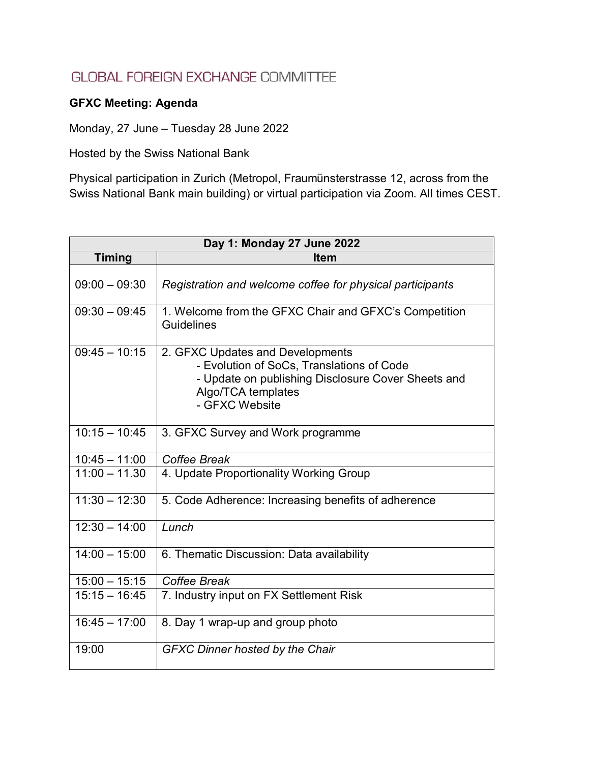# GLOBAL FOREIGN EXCHANGE COMMITTEE

**GFXC Meeting: Agenda**

Monday, 27 June – Tuesday 28 June 2022

Hosted by the Swiss National Bank

Physical participation in Zurich (Metropol, Fraumünsterstrasse 12, across from the Swiss National Bank main building) or virtual participation via Zoom. All times CEST.

| Day 1: Monday 27 June 2022 | |
|---|---|
| **Timing** | **Item** |
| 09:00 – 09:30 | *Registration and welcome coffee for physical participants* |
| 09:30 – 09:45 | 1. Welcome from the GFXC Chair and GFXC's Competition Guidelines |
| 09:45 – 10:15 | 2. GFXC Updates and Developments<br>- Evolution of SoCs, Translations of Code<br>- Update on publishing Disclosure Cover Sheets and Algo/TCA templates<br>- GFXC Website |
| 10:15 – 10:45 | 3. GFXC Survey and Work programme |
| 10:45 – 11:00 | *Coffee Break* |
| 11:00 – 11.30 | 4. Update Proportionality Working Group |
| 11:30 – 12:30 | 5. Code Adherence: Increasing benefits of adherence |
| 12:30 – 14:00 | *Lunch* |
| 14:00 – 15:00 | 6. Thematic Discussion: Data availability |
| 15:00 – 15:15 | *Coffee Break* |
| 15:15 – 16:45 | 7. Industry input on FX Settlement Risk |
| 16:45 – 17:00 | 8. Day 1 wrap-up and group photo |
| 19:00 | *GFXC Dinner hosted by the Chair* |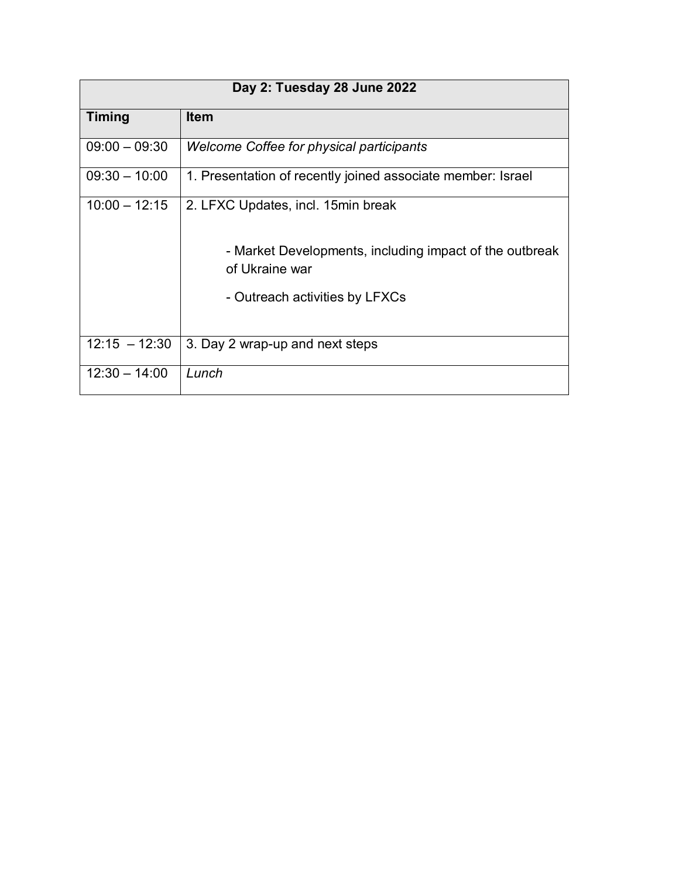| Day 2: Tuesday 28 June 2022 | |
|---|---|
| **Timing** | **Item** |
| 09:00 – 09:30 | *Welcome Coffee for physical participants* |
| 09:30 – 10:00 | 1. Presentation of recently joined associate member: Israel |
| 10:00 – 12:15 | 2. LFXC Updates, incl. 15min break<br><br>- Market Developments, including impact of the outbreak of Ukraine war<br><br>- Outreach activities by LFXCs |
| 12:15 – 12:30 | 3. Day 2 wrap-up and next steps |
| 12:30 – 14:00 | *Lunch* |